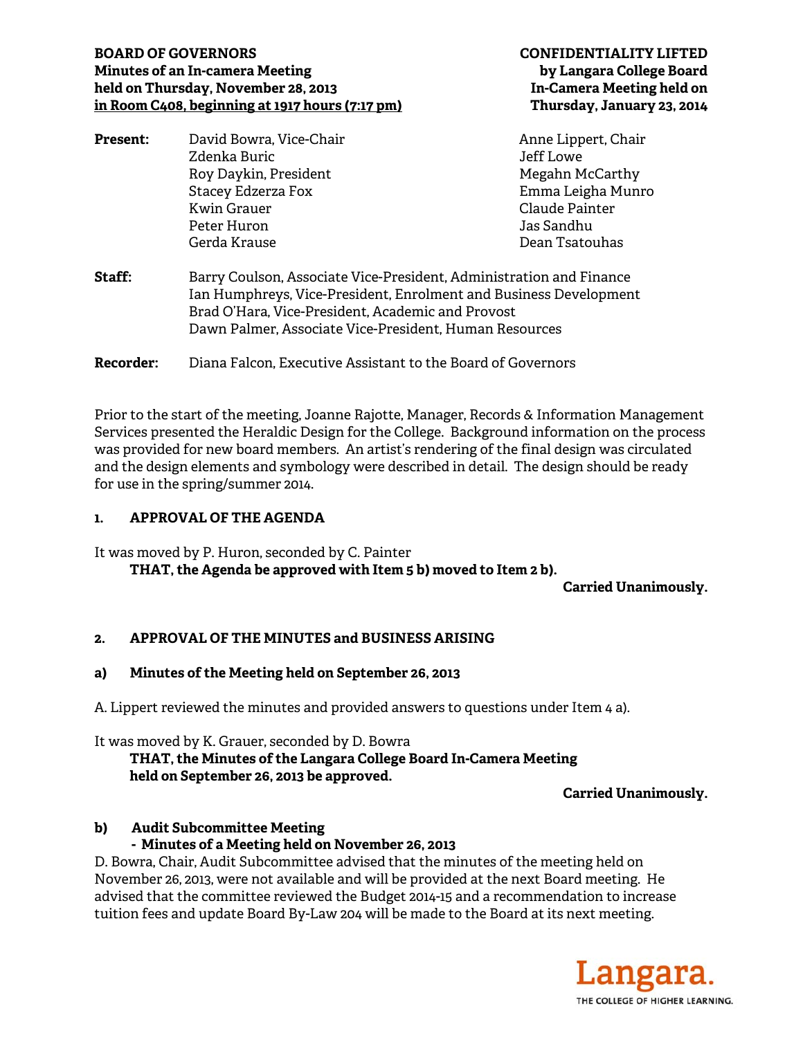**BOARD OF GOVERNORS**
**Minutes of an In-camera Meeting**
**held on Thursday, November 28, 2013**
**in Room C408, beginning at 1917 hours (7:17 pm)**

**CONFIDENTIALITY LIFTED**
**by Langara College Board**
**In-Camera Meeting held on**
**Thursday, January 23, 2014**

**Present:**

David Bowra, Vice-Chair
Zdenka Buric
Roy Daykin, President
Stacey Edzerza Fox
Kwin Grauer
Peter Huron
Gerda Krause
Anne Lippert, Chair
Jeff Lowe
Megahn McCarthy
Emma Leigha Munro
Claude Painter
Jas Sandhu
Dean Tsatouhas

**Staff:**

Barry Coulson, Associate Vice-President, Administration and Finance
Ian Humphreys, Vice-President, Enrolment and Business Development
Brad O'Hara, Vice-President, Academic and Provost
Dawn Palmer, Associate Vice-President, Human Resources

**Recorder:** Diana Falcon, Executive Assistant to the Board of Governors

Prior to the start of the meeting, Joanne Rajotte, Manager, Records & Information Management Services presented the Heraldic Design for the College. Background information on the process was provided for new board members. An artist's rendering of the final design was circulated and the design elements and symbology were described in detail. The design should be ready for use in the spring/summer 2014.

## 1. APPROVAL OF THE AGENDA

It was moved by P. Huron, seconded by C. Painter

**THAT, the Agenda be approved with Item 5 b) moved to Item 2 b).**

**Carried Unanimously.**

## 2. APPROVAL OF THE MINUTES and BUSINESS ARISING

### a) Minutes of the Meeting held on September 26, 2013

A. Lippert reviewed the minutes and provided answers to questions under Item 4 a).

It was moved by K. Grauer, seconded by D. Bowra

**THAT, the Minutes of the Langara College Board In-Camera Meeting held on September 26, 2013 be approved.**

**Carried Unanimously.**

### b) Audit Subcommittee Meeting
### - Minutes of a Meeting held on November 26, 2013

D. Bowra, Chair, Audit Subcommittee advised that the minutes of the meeting held on November 26, 2013, were not available and will be provided at the next Board meeting. He advised that the committee reviewed the Budget 2014-15 and a recommendation to increase tuition fees and update Board By-Law 204 will be made to the Board at its next meeting.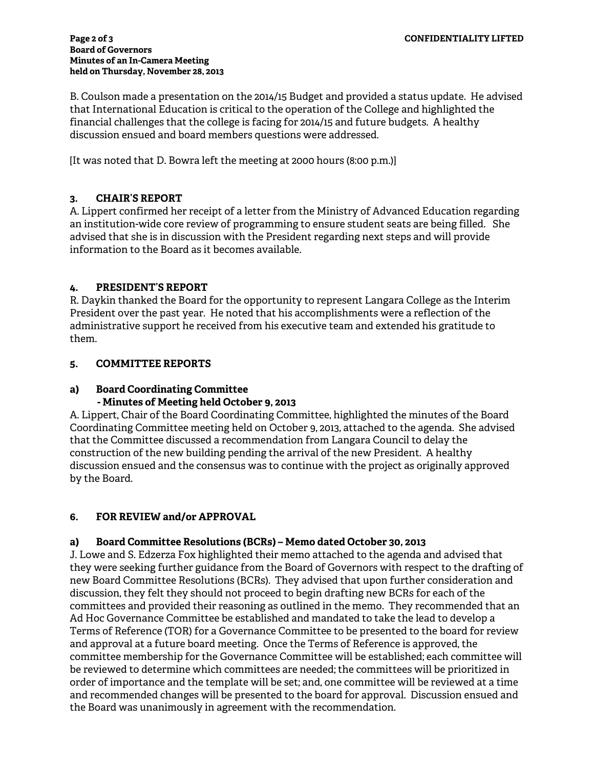B. Coulson made a presentation on the 2014/15 Budget and provided a status update. He advised that International Education is critical to the operation of the College and highlighted the financial challenges that the college is facing for 2014/15 and future budgets. A healthy discussion ensued and board members questions were addressed.

[It was noted that D. Bowra left the meeting at 2000 hours (8:00 p.m.)]

## 3. CHAIR'S REPORT

A. Lippert confirmed her receipt of a letter from the Ministry of Advanced Education regarding an institution-wide core review of programming to ensure student seats are being filled. She advised that she is in discussion with the President regarding next steps and will provide information to the Board as it becomes available.

## 4. PRESIDENT'S REPORT

R. Daykin thanked the Board for the opportunity to represent Langara College as the Interim President over the past year. He noted that his accomplishments were a reflection of the administrative support he received from his executive team and extended his gratitude to them.

## 5. COMMITTEE REPORTS

### a) Board Coordinating Committee
### - Minutes of Meeting held October 9, 2013

A. Lippert, Chair of the Board Coordinating Committee, highlighted the minutes of the Board Coordinating Committee meeting held on October 9, 2013, attached to the agenda. She advised that the Committee discussed a recommendation from Langara Council to delay the construction of the new building pending the arrival of the new President. A healthy discussion ensued and the consensus was to continue with the project as originally approved by the Board.

## 6. FOR REVIEW and/or APPROVAL

### a) Board Committee Resolutions (BCRs) – Memo dated October 30, 2013

J. Lowe and S. Edzerza Fox highlighted their memo attached to the agenda and advised that they were seeking further guidance from the Board of Governors with respect to the drafting of new Board Committee Resolutions (BCRs). They advised that upon further consideration and discussion, they felt they should not proceed to begin drafting new BCRs for each of the committees and provided their reasoning as outlined in the memo. They recommended that an Ad Hoc Governance Committee be established and mandated to take the lead to develop a Terms of Reference (TOR) for a Governance Committee to be presented to the board for review and approval at a future board meeting. Once the Terms of Reference is approved, the committee membership for the Governance Committee will be established; each committee will be reviewed to determine which committees are needed; the committees will be prioritized in order of importance and the template will be set; and, one committee will be reviewed at a time and recommended changes will be presented to the board for approval. Discussion ensued and the Board was unanimously in agreement with the recommendation.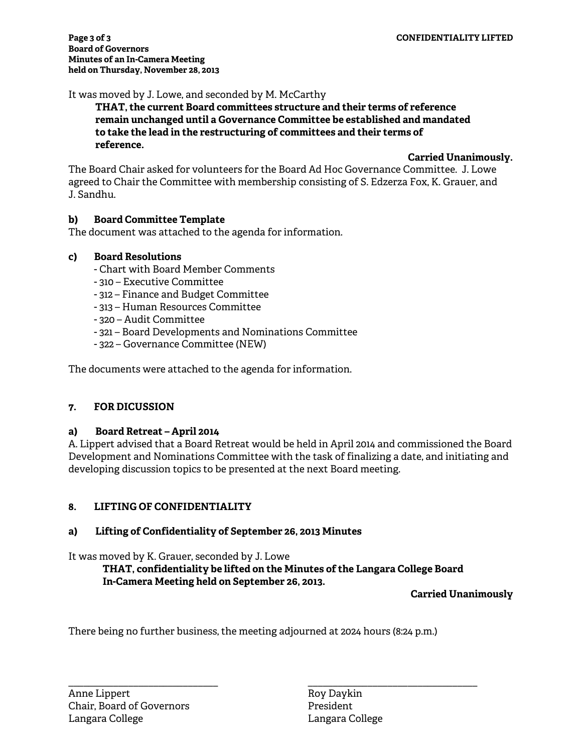It was moved by J. Lowe, and seconded by M. McCarthy

**THAT, the current Board committees structure and their terms of reference remain unchanged until a Governance Committee be established and mandated to take the lead in the restructuring of committees and their terms of reference.**

**Carried Unanimously.**

The Board Chair asked for volunteers for the Board Ad Hoc Governance Committee. J. Lowe agreed to Chair the Committee with membership consisting of S. Edzerza Fox, K. Grauer, and J. Sandhu.

### b) Board Committee Template

The document was attached to the agenda for information.

### c) Board Resolutions

- Chart with Board Member Comments
- 310 – Executive Committee
- 312 – Finance and Budget Committee
- 313 – Human Resources Committee
- 320 – Audit Committee
- 321 – Board Developments and Nominations Committee
- 322 – Governance Committee (NEW)

The documents were attached to the agenda for information.

## 7. FOR DICUSSION

### a) Board Retreat – April 2014

A. Lippert advised that a Board Retreat would be held in April 2014 and commissioned the Board Development and Nominations Committee with the task of finalizing a date, and initiating and developing discussion topics to be presented at the next Board meeting.

## 8. LIFTING OF CONFIDENTIALITY

### a) Lifting of Confidentiality of September 26, 2013 Minutes

It was moved by K. Grauer, seconded by J. Lowe

**THAT, confidentiality be lifted on the Minutes of the Langara College Board In-Camera Meeting held on September 26, 2013.**

**Carried Unanimously**

There being no further business, the meeting adjourned at 2024 hours (8:24 p.m.)

\_\_\_\_\_\_\_\_\_\_\_\_\_\_\_\_\_\_\_\_\_\_\_\_\_\_\_\_
Anne Lippert
Chair, Board of Governors
Langara College

\_\_\_\_\_\_\_\_\_\_\_\_\_\_\_\_\_\_\_\_\_\_\_\_\_\_\_\_
Roy Daykin
President
Langara College